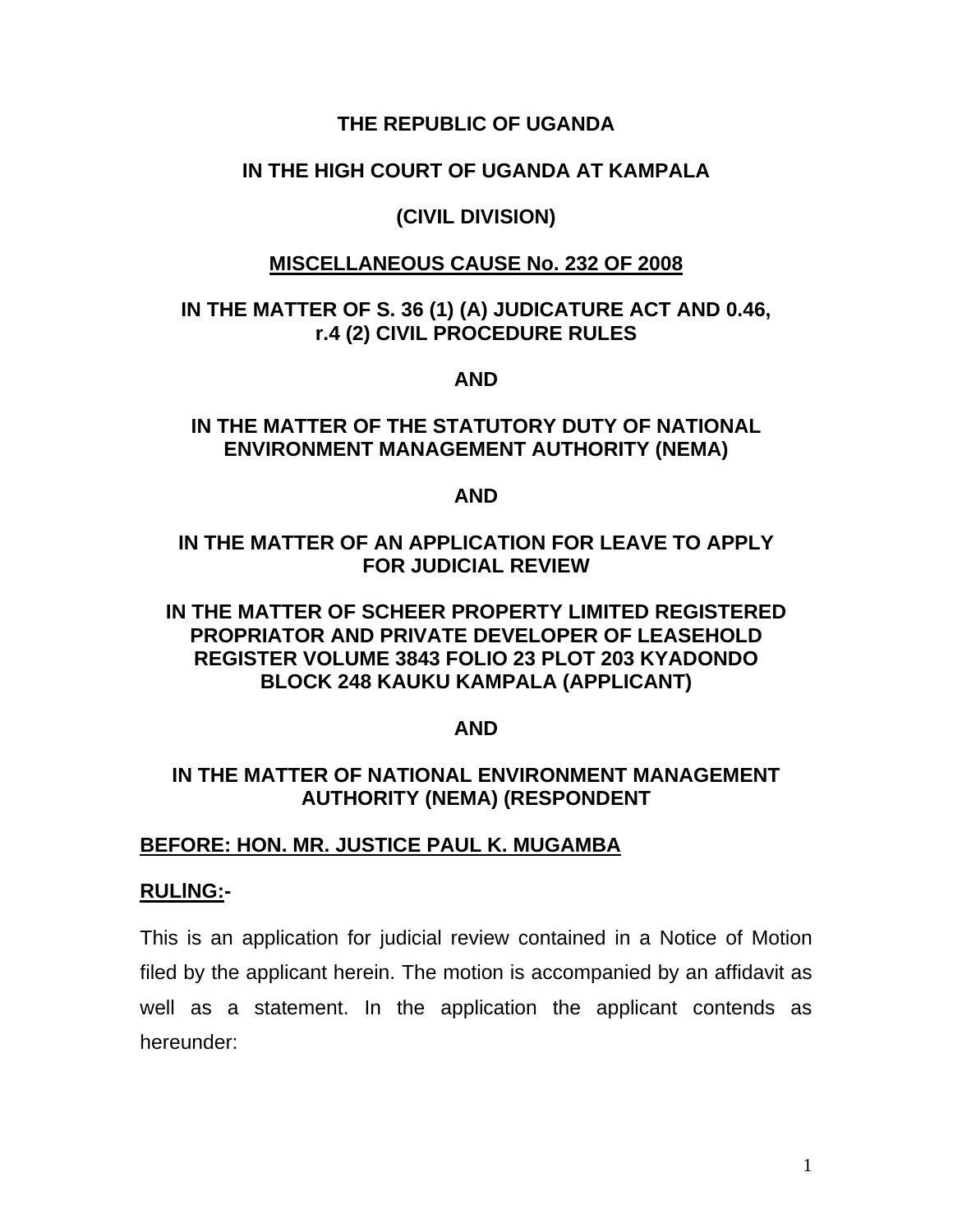**THE REPUBLIC OF UGANDA**

**IN THE HIGH COURT OF UGANDA AT KAMPALA**

**(CIVIL DIVISION)**

**MISCELLANEOUS CAUSE No. 232 OF 2008**

**IN THE MATTER OF S. 36 (1) (A) JUDICATURE ACT AND 0.46, r.4 (2) CIVIL PROCEDURE RULES**

**AND**

**IN THE MATTER OF THE STATUTORY DUTY OF NATIONAL ENVIRONMENT MANAGEMENT AUTHORITY (NEMA)**

**AND**

**IN THE MATTER OF AN APPLICATION FOR LEAVE TO APPLY FOR JUDICIAL REVIEW**

**IN THE MATTER OF SCHEER PROPERTY LIMITED REGISTERED PROPRIATOR AND PRIVATE DEVELOPER OF LEASEHOLD REGISTER VOLUME 3843 FOLIO 23 PLOT 203 KYADONDO BLOCK 248 KAUKU KAMPALA (APPLICANT)**

**AND**

**IN THE MATTER OF NATIONAL ENVIRONMENT MANAGEMENT AUTHORITY (NEMA) (RESPONDENT**

**BEFORE: HON. MR. JUSTICE PAUL K. MUGAMBA**

**RULING:-**

This is an application for judicial review contained in a Notice of Motion filed by the applicant herein. The motion is accompanied by an affidavit as well as a statement. In the application the applicant contends as hereunder: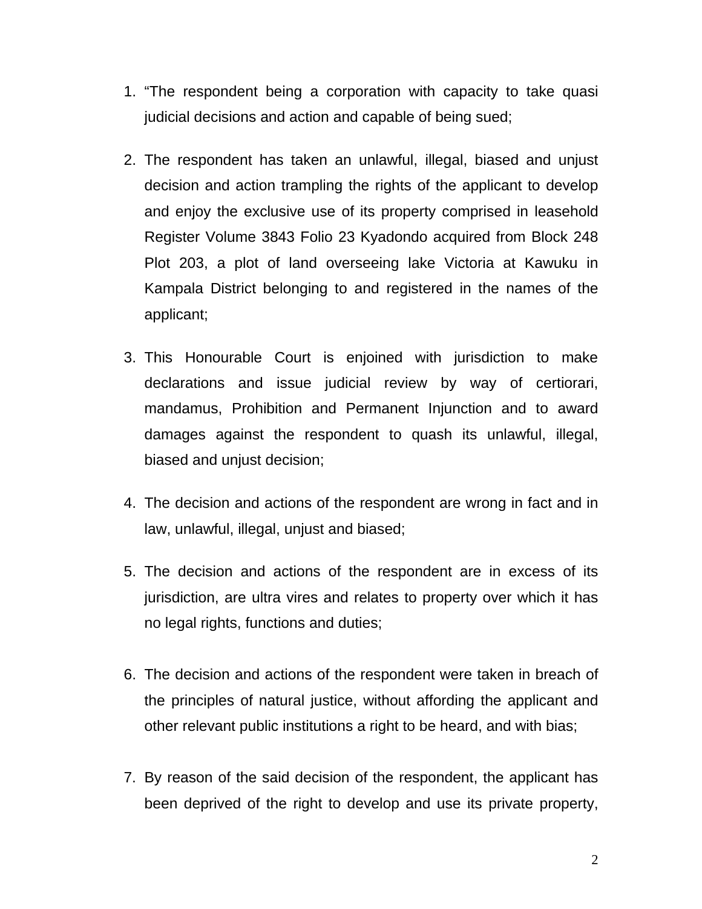1. “The respondent being a corporation with capacity to take quasi judicial decisions and action and capable of being sued;

2. The respondent has taken an unlawful, illegal, biased and unjust decision and action trampling the rights of the applicant to develop and enjoy the exclusive use of its property comprised in leasehold Register Volume 3843 Folio 23 Kyadondo acquired from Block 248 Plot 203, a plot of land overseeing lake Victoria at Kawuku in Kampala District belonging to and registered in the names of the applicant;

3. This Honourable Court is enjoined with jurisdiction to make declarations and issue judicial review by way of certiorari, mandamus, Prohibition and Permanent Injunction and to award damages against the respondent to quash its unlawful, illegal, biased and unjust decision;

4. The decision and actions of the respondent are wrong in fact and in law, unlawful, illegal, unjust and biased;

5. The decision and actions of the respondent are in excess of its jurisdiction, are ultra vires and relates to property over which it has no legal rights, functions and duties;

6. The decision and actions of the respondent were taken in breach of the principles of natural justice, without affording the applicant and other relevant public institutions a right to be heard, and with bias;

7. By reason of the said decision of the respondent, the applicant has been deprived of the right to develop and use its private property,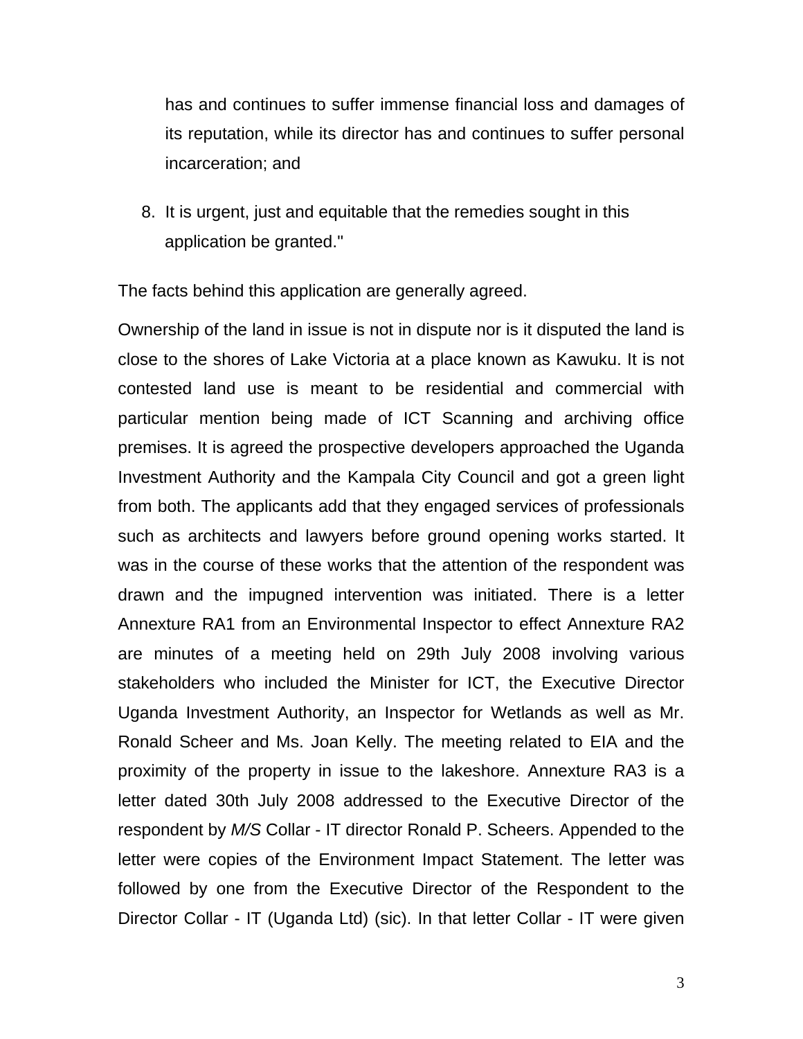has and continues to suffer immense financial loss and damages of its reputation, while its director has and continues to suffer personal incarceration; and

8. It is urgent, just and equitable that the remedies sought in this application be granted."

The facts behind this application are generally agreed.

Ownership of the land in issue is not in dispute nor is it disputed the land is close to the shores of Lake Victoria at a place known as Kawuku. It is not contested land use is meant to be residential and commercial with particular mention being made of ICT Scanning and archiving office premises. It is agreed the prospective developers approached the Uganda Investment Authority and the Kampala City Council and got a green light from both. The applicants add that they engaged services of professionals such as architects and lawyers before ground opening works started. It was in the course of these works that the attention of the respondent was drawn and the impugned intervention was initiated. There is a letter Annexture RA1 from an Environmental Inspector to effect Annexture RA2 are minutes of a meeting held on 29th July 2008 involving various stakeholders who included the Minister for ICT, the Executive Director Uganda Investment Authority, an Inspector for Wetlands as well as Mr. Ronald Scheer and Ms. Joan Kelly. The meeting related to EIA and the proximity of the property in issue to the lakeshore. Annexture RA3 is a letter dated 30th July 2008 addressed to the Executive Director of the respondent by *M/S* Collar - IT director Ronald P. Scheers. Appended to the letter were copies of the Environment Impact Statement. The letter was followed by one from the Executive Director of the Respondent to the Director Collar - IT (Uganda Ltd) (sic). In that letter Collar - IT were given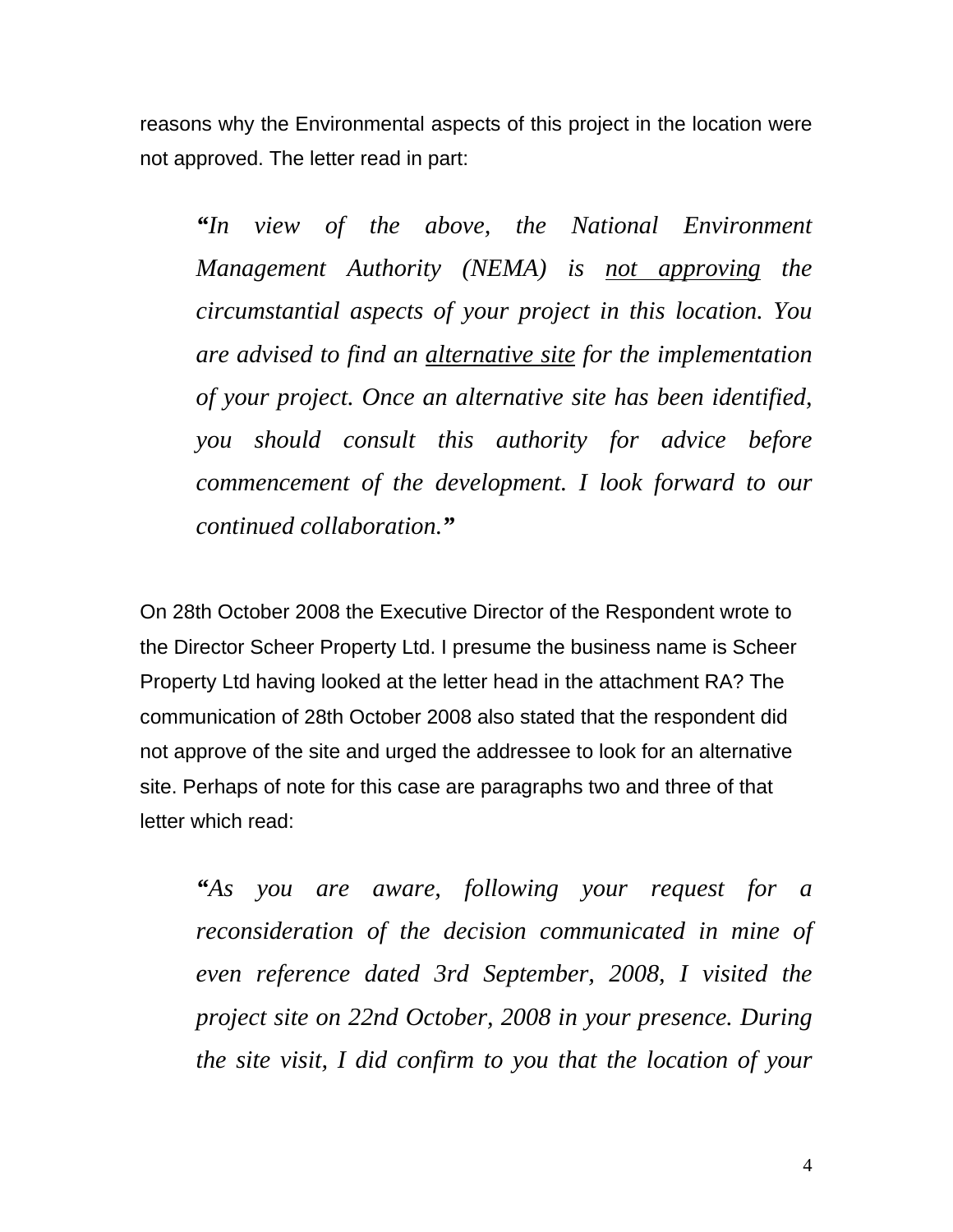reasons why the Environmental aspects of this project in the location were not approved. The letter read in part:

> ***"**In view of the above, the National Environment Management Authority (NEMA) is <u>not approving</u> the circumstantial aspects of your project in this location. You are advised to find an <u>alternative site</u> for the implementation of your project. Once an alternative site has been identified, you should consult this authority for advice before commencement of the development. I look forward to our continued collaboration.**"***

On 28th October 2008 the Executive Director of the Respondent wrote to the Director Scheer Property Ltd. I presume the business name is Scheer Property Ltd having looked at the letter head in the attachment RA? The communication of 28th October 2008 also stated that the respondent did not approve of the site and urged the addressee to look for an alternative site. Perhaps of note for this case are paragraphs two and three of that letter which read:

> ***"**As you are aware, following your request for a reconsideration of the decision communicated in mine of even reference dated 3rd September, 2008, I visited the project site on 22nd October, 2008 in your presence. During the site visit, I did confirm to you that the location of your*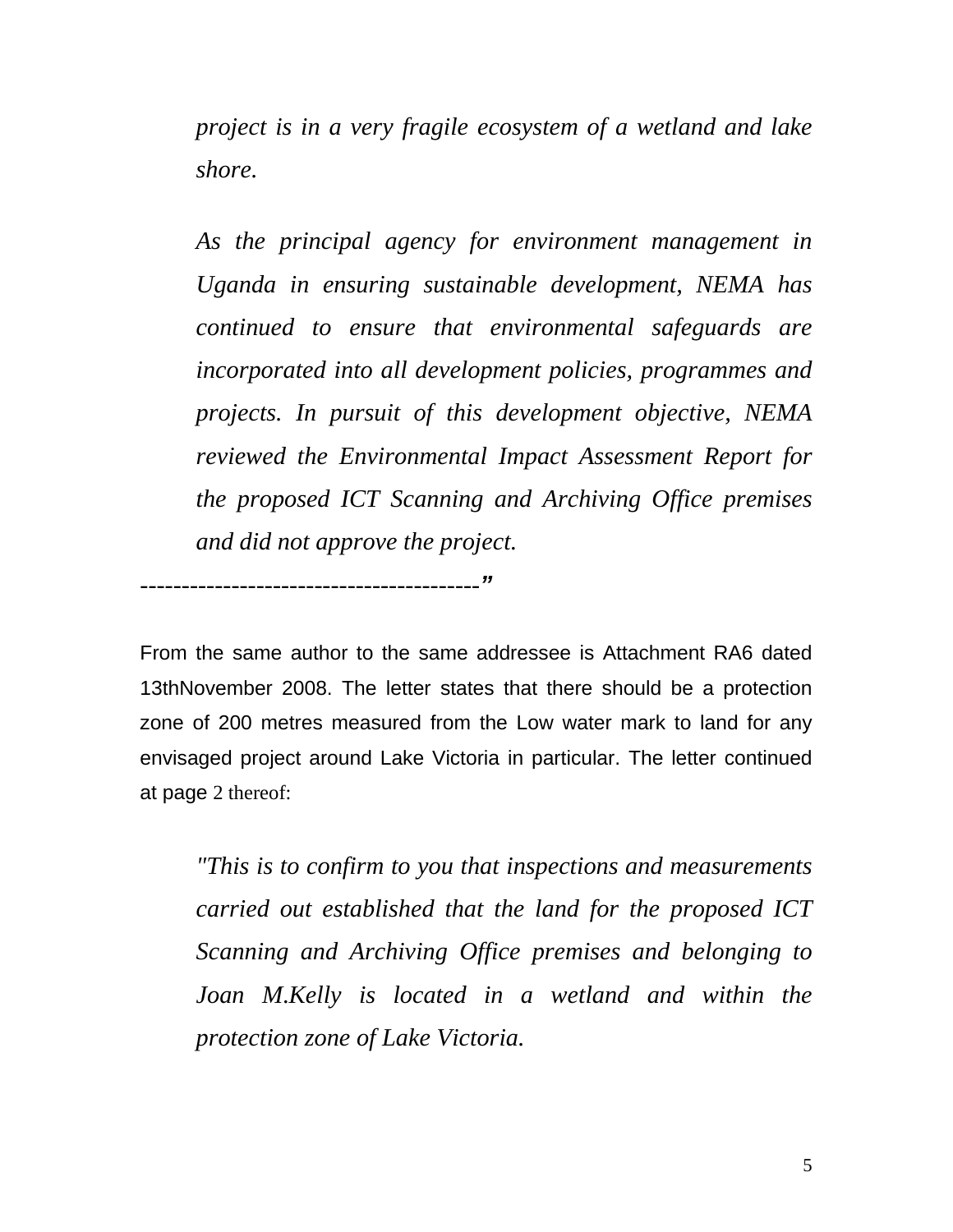> *project is in a very fragile ecosystem of a wetland and lake shore.*
>
> *As the principal agency for environment management in Uganda in ensuring sustainable development, NEMA has continued to ensure that environmental safeguards are incorporated into all development policies, programmes and projects. In pursuit of this development objective, NEMA reviewed the Environmental Impact Assessment Report for the proposed ICT Scanning and Archiving Office premises and did not approve the project.*

----------------------------------------*"*

From the same author to the same addressee is Attachment RA6 dated 13thNovember 2008. The letter states that there should be a protection zone of 200 metres measured from the Low water mark to land for any envisaged project around Lake Victoria in particular. The letter continued at page 2 thereof:

> *"This is to confirm to you that inspections and measurements carried out established that the land for the proposed ICT Scanning and Archiving Office premises and belonging to Joan M.Kelly is located in a wetland and within the protection zone of Lake Victoria.*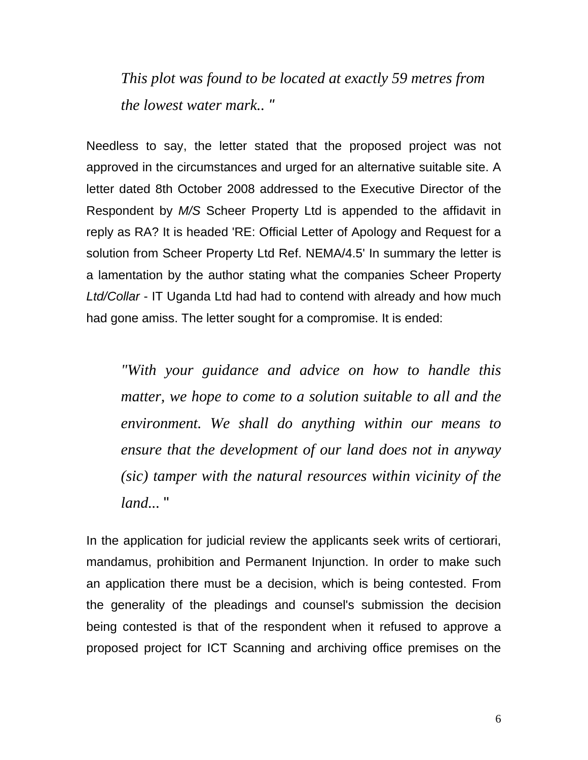> *This plot was found to be located at exactly 59 metres from the lowest water mark.. "*

Needless to say, the letter stated that the proposed project was not approved in the circumstances and urged for an alternative suitable site. A letter dated 8th October 2008 addressed to the Executive Director of the Respondent by *M/S* Scheer Property Ltd is appended to the affidavit in reply as RA? It is headed 'RE: Official Letter of Apology and Request for a solution from Scheer Property Ltd Ref. NEMA/4.5' In summary the letter is a lamentation by the author stating what the companies Scheer Property *Ltd/Collar* - IT Uganda Ltd had had to contend with already and how much had gone amiss. The letter sought for a compromise. It is ended:

> *"With your guidance and advice on how to handle this matter, we hope to come to a solution suitable to all and the environment. We shall do anything within our means to ensure that the development of our land does not in anyway (sic) tamper with the natural resources within vicinity of the land...* "

In the application for judicial review the applicants seek writs of certiorari, mandamus, prohibition and Permanent Injunction. In order to make such an application there must be a decision, which is being contested. From the generality of the pleadings and counsel's submission the decision being contested is that of the respondent when it refused to approve a proposed project for ICT Scanning and archiving office premises on the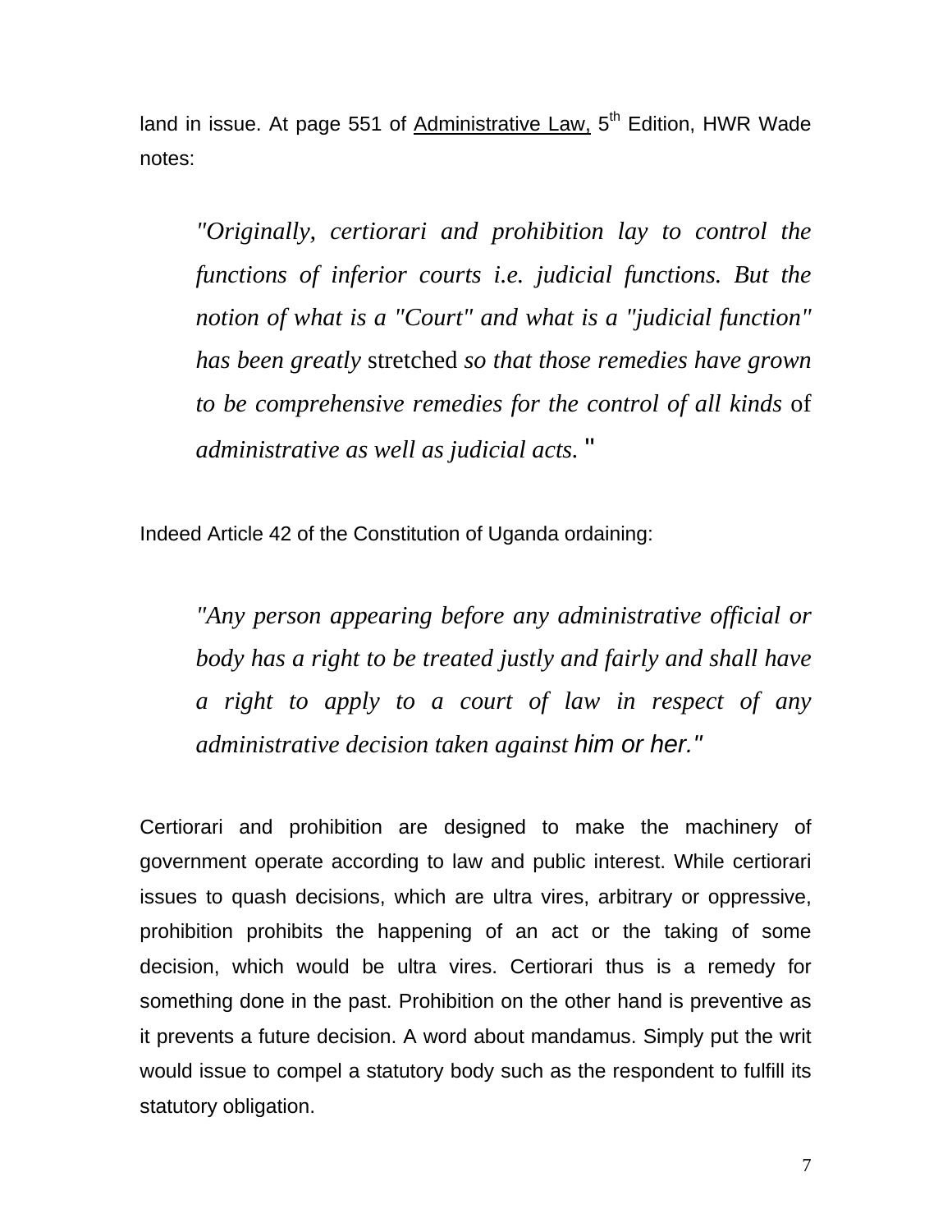land in issue. At page 551 of Administrative Law, 5th Edition, HWR Wade notes:

> *"Originally, certiorari and prohibition lay to control the functions of inferior courts i.e. judicial functions. But the notion of what is a "Court" and what is a "judicial function" has been greatly* stretched *so that those remedies have grown to be comprehensive remedies for the control of all kinds* of *administrative as well as judicial acts.* "

Indeed Article 42 of the Constitution of Uganda ordaining:

> *"Any person appearing before any administrative official or body has a right to be treated justly and fairly and shall have a right to apply to a court of law in respect of any administrative decision taken against him or her."*

Certiorari and prohibition are designed to make the machinery of government operate according to law and public interest. While certiorari issues to quash decisions, which are ultra vires, arbitrary or oppressive, prohibition prohibits the happening of an act or the taking of some decision, which would be ultra vires. Certiorari thus is a remedy for something done in the past. Prohibition on the other hand is preventive as it prevents a future decision. A word about mandamus. Simply put the writ would issue to compel a statutory body such as the respondent to fulfill its statutory obligation.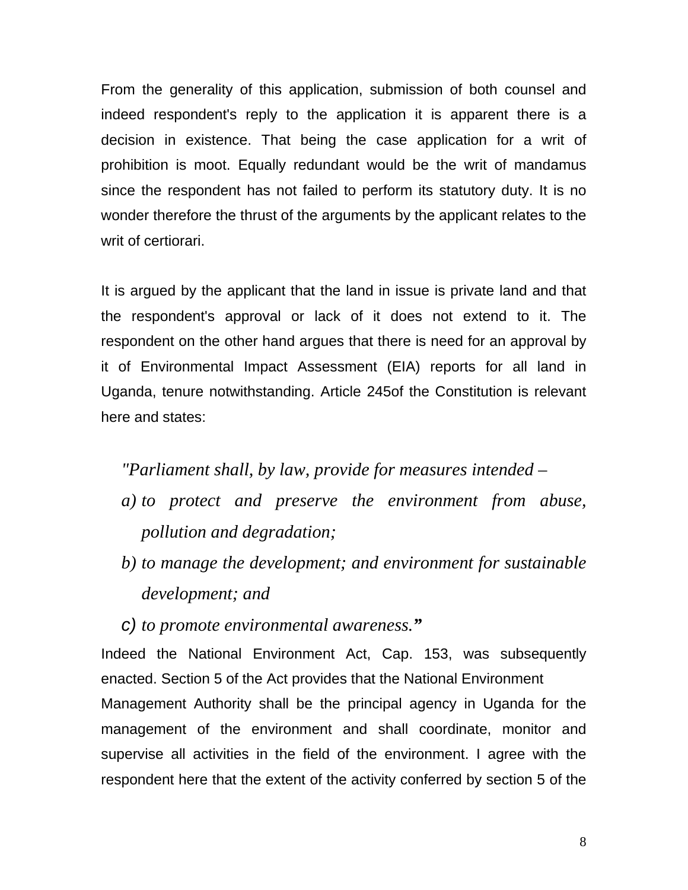From the generality of this application, submission of both counsel and indeed respondent's reply to the application it is apparent there is a decision in existence. That being the case application for a writ of prohibition is moot. Equally redundant would be the writ of mandamus since the respondent has not failed to perform its statutory duty. It is no wonder therefore the thrust of the arguments by the applicant relates to the writ of certiorari.

It is argued by the applicant that the land in issue is private land and that the respondent's approval or lack of it does not extend to it. The respondent on the other hand argues that there is need for an approval by it of Environmental Impact Assessment (EIA) reports for all land in Uganda, tenure notwithstanding. Article 245of the Constitution is relevant here and states:

> *"Parliament shall, by law, provide for measures intended –*
> *a) to protect and preserve the environment from abuse, pollution and degradation;*
> *b) to manage the development; and environment for sustainable development; and*
> *c) to promote environmental awareness."*

Indeed the National Environment Act, Cap. 153, was subsequently enacted. Section 5 of the Act provides that the National Environment Management Authority shall be the principal agency in Uganda for the management of the environment and shall coordinate, monitor and supervise all activities in the field of the environment. I agree with the respondent here that the extent of the activity conferred by section 5 of the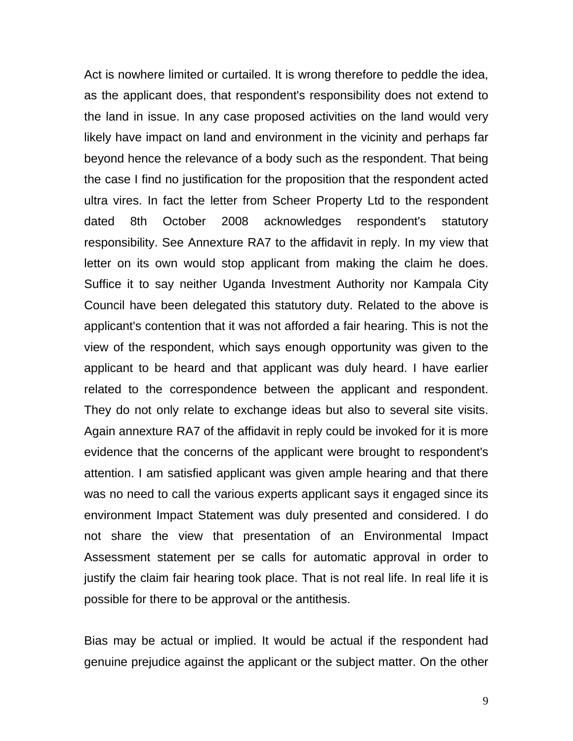Act is nowhere limited or curtailed. It is wrong therefore to peddle the idea, as the applicant does, that respondent's responsibility does not extend to the land in issue. In any case proposed activities on the land would very likely have impact on land and environment in the vicinity and perhaps far beyond hence the relevance of a body such as the respondent. That being the case I find no justification for the proposition that the respondent acted ultra vires. In fact the letter from Scheer Property Ltd to the respondent dated 8th October 2008 acknowledges respondent's statutory responsibility. See Annexture RA7 to the affidavit in reply. In my view that letter on its own would stop applicant from making the claim he does. Suffice it to say neither Uganda Investment Authority nor Kampala City Council have been delegated this statutory duty. Related to the above is applicant's contention that it was not afforded a fair hearing. This is not the view of the respondent, which says enough opportunity was given to the applicant to be heard and that applicant was duly heard. I have earlier related to the correspondence between the applicant and respondent. They do not only relate to exchange ideas but also to several site visits. Again annexture RA7 of the affidavit in reply could be invoked for it is more evidence that the concerns of the applicant were brought to respondent's attention. I am satisfied applicant was given ample hearing and that there was no need to call the various experts applicant says it engaged since its environment Impact Statement was duly presented and considered. I do not share the view that presentation of an Environmental Impact Assessment statement per se calls for automatic approval in order to justify the claim fair hearing took place. That is not real life. In real life it is possible for there to be approval or the antithesis.

Bias may be actual or implied. It would be actual if the respondent had genuine prejudice against the applicant or the subject matter. On the other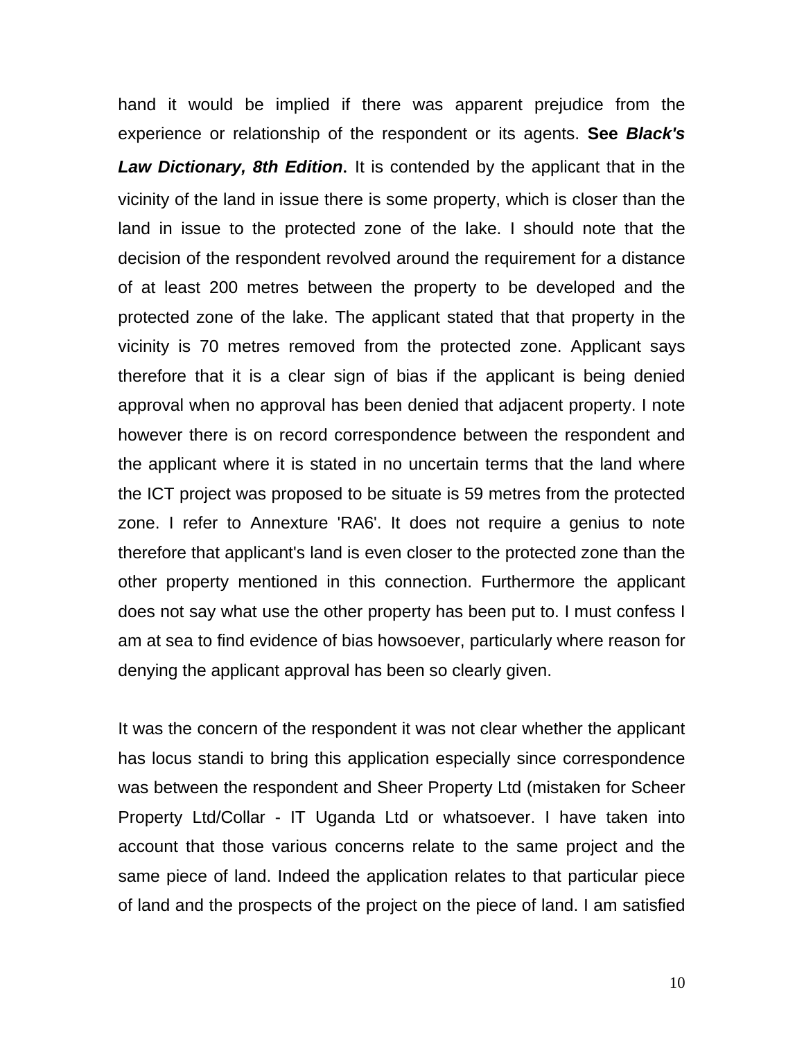hand it would be implied if there was apparent prejudice from the experience or relationship of the respondent or its agents. **See *Black's Law Dictionary, 8th Edition*.** It is contended by the applicant that in the vicinity of the land in issue there is some property, which is closer than the land in issue to the protected zone of the lake. I should note that the decision of the respondent revolved around the requirement for a distance of at least 200 metres between the property to be developed and the protected zone of the lake. The applicant stated that that property in the vicinity is 70 metres removed from the protected zone. Applicant says therefore that it is a clear sign of bias if the applicant is being denied approval when no approval has been denied that adjacent property. I note however there is on record correspondence between the respondent and the applicant where it is stated in no uncertain terms that the land where the ICT project was proposed to be situate is 59 metres from the protected zone. I refer to Annexture 'RA6'. It does not require a genius to note therefore that applicant's land is even closer to the protected zone than the other property mentioned in this connection. Furthermore the applicant does not say what use the other property has been put to. I must confess I am at sea to find evidence of bias howsoever, particularly where reason for denying the applicant approval has been so clearly given.

It was the concern of the respondent it was not clear whether the applicant has locus standi to bring this application especially since correspondence was between the respondent and Sheer Property Ltd (mistaken for Scheer Property Ltd/Collar - IT Uganda Ltd or whatsoever. I have taken into account that those various concerns relate to the same project and the same piece of land. Indeed the application relates to that particular piece of land and the prospects of the project on the piece of land. I am satisfied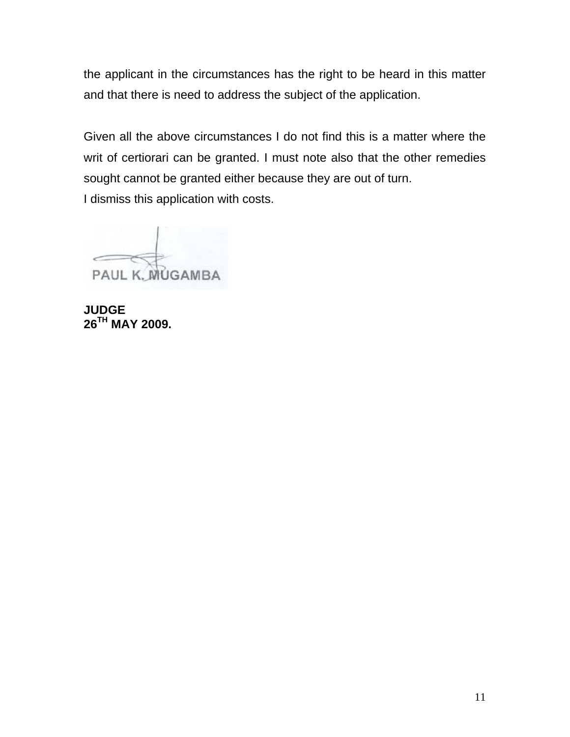the applicant in the circumstances has the right to be heard in this matter and that there is need to address the subject of the application.

Given all the above circumstances I do not find this is a matter where the writ of certiorari can be granted. I must note also that the other remedies sought cannot be granted either because they are out of turn.
I dismiss this application with costs.

PAUL K. MUGAMBA

**JUDGE**
**26TH MAY 2009.**